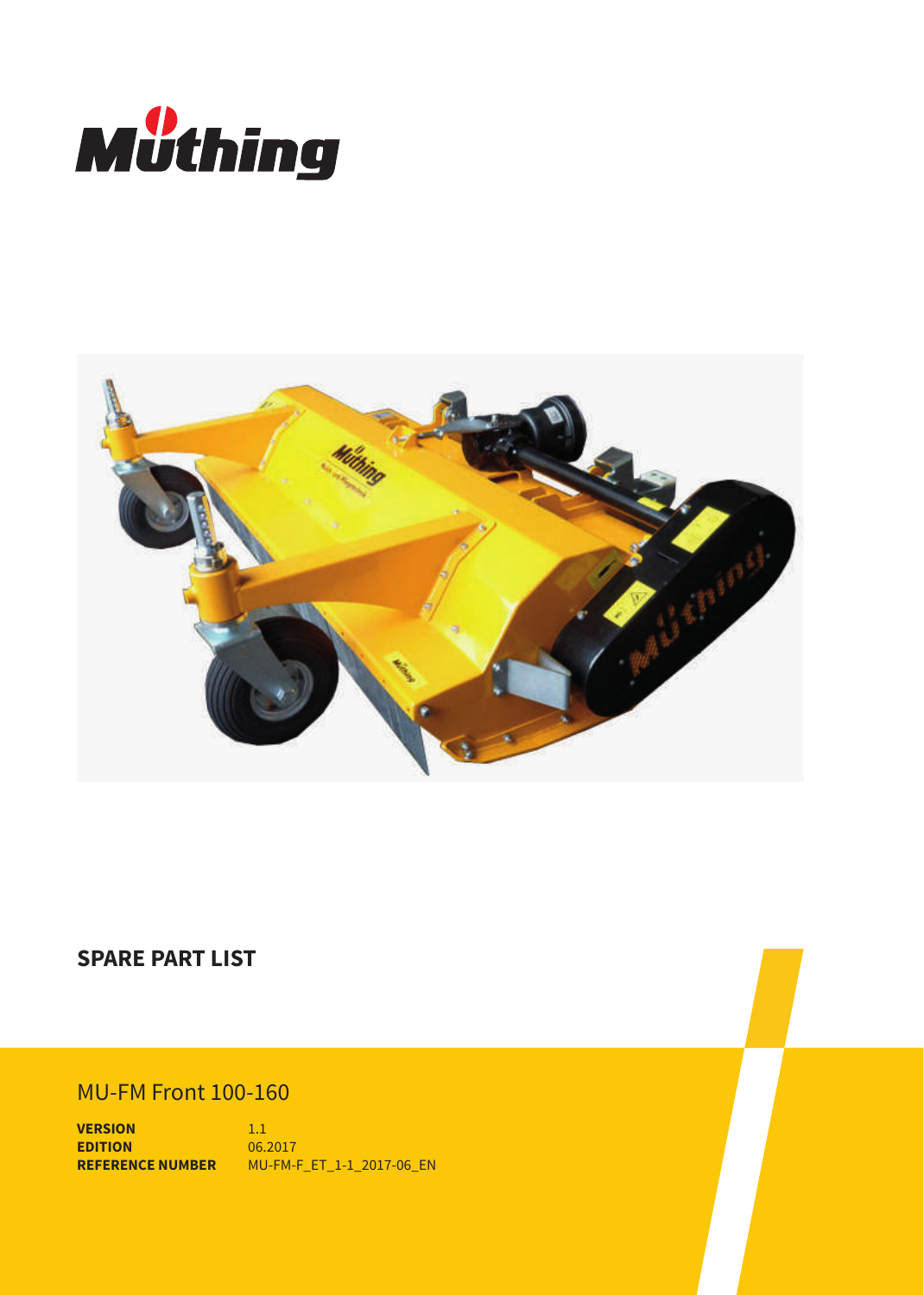Müthing

## SPARE PART LIST

## MU-FM Front 100-160

| | |
|---|---|
| **VERSION** | 1.1 |
| **EDITION** | 06.2017 |
| **REFERENCE NUMBER** | MU-FM-F_ET_1-1_2017-06_EN |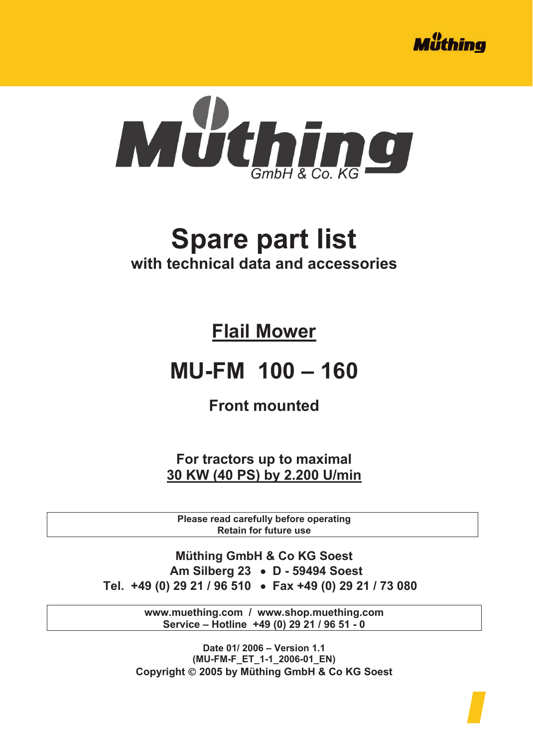Müthing

Müthing GmbH & Co. KG

# Spare part list

**with technical data and accessories**

## Flail Mower

# MU-FM 100 – 160

**Front mounted**

**For tractors up to maximal**
**30 KW (40 PS) by 2.200 U/min**

| Please read carefully before operating<br>Retain for future use |
|---|

**Müthing GmbH & Co KG Soest**
**Am Silberg 23 • D - 59494 Soest**
**Tel. +49 (0) 29 21 / 96 510 • Fax +49 (0) 29 21 / 73 080**

| www.muething.com / www.shop.muething.com<br>Service – Hotline +49 (0) 29 21 / 96 51 - 0 |
|---|

**Date 01/ 2006 – Version 1.1**
**(MU-FM-F_ET_1-1_2006-01_EN)**
**Copyright © 2005 by Müthing GmbH & Co KG Soest**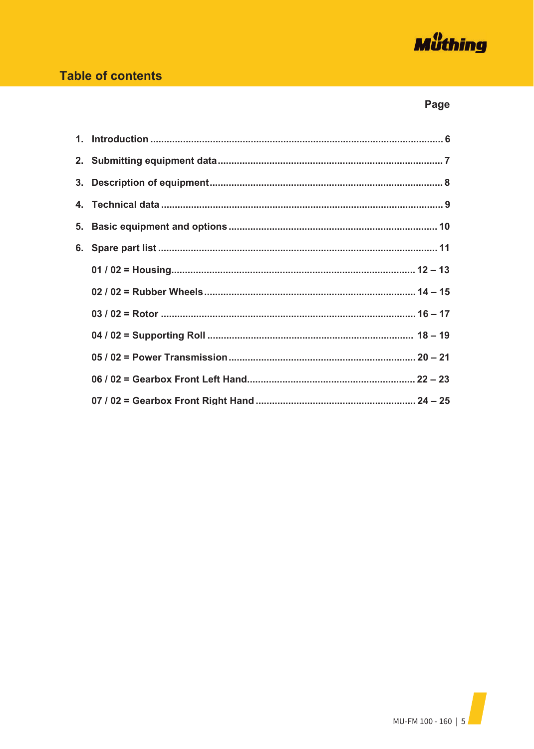# Table of contents

| | Page |
|---|---|
| 1. Introduction | 6 |
| 2. Submitting equipment data | 7 |
| 3. Description of equipment | 8 |
| 4. Technical data | 9 |
| 5. Basic equipment and options | 10 |
| 6. Spare part list | 11 |
| 01 / 02 = Housing | 12 – 13 |
| 02 / 02 = Rubber Wheels | 14 – 15 |
| 03 / 02 = Rotor | 16 – 17 |
| 04 / 02 = Supporting Roll | 18 – 19 |
| 05 / 02 = Power Transmission | 20 – 21 |
| 06 / 02 = Gearbox Front Left Hand | 22 – 23 |
| 07 / 02 = Gearbox Front Right Hand | 24 – 25 |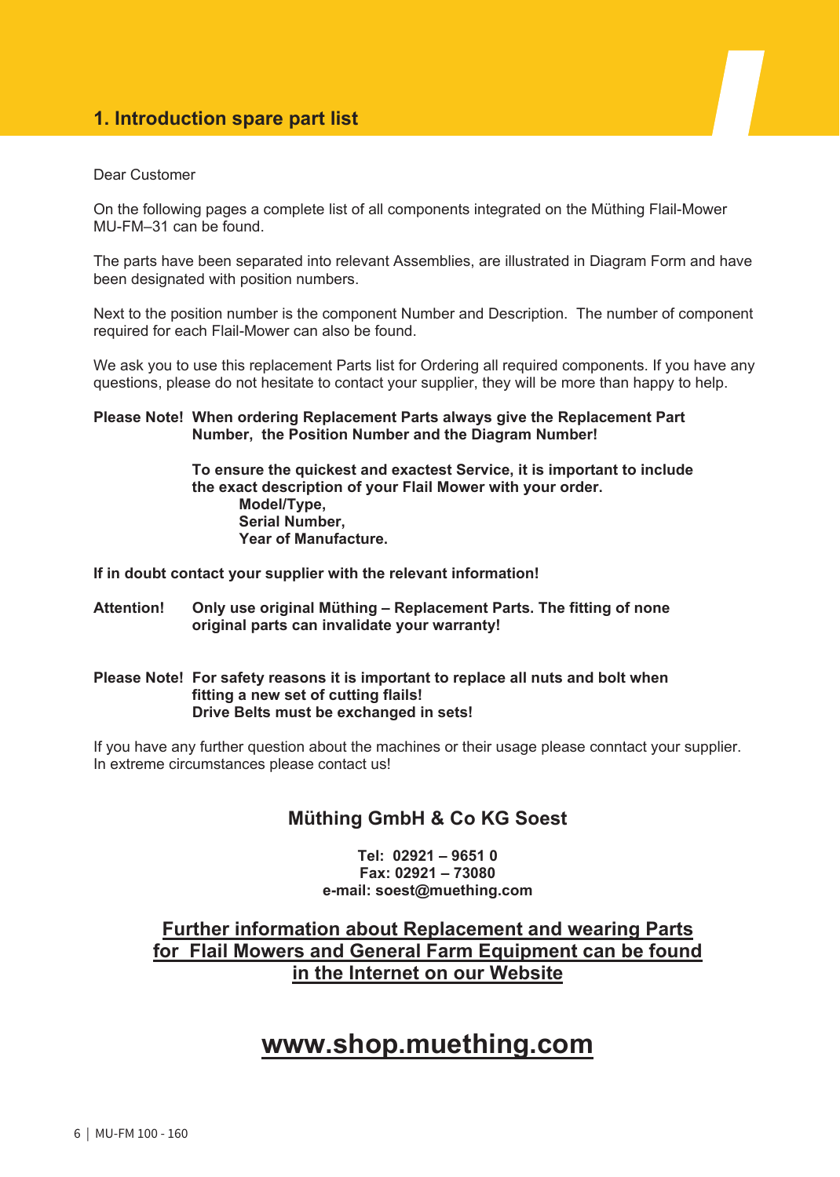# 1. Introduction spare part list

Dear Customer

On the following pages a complete list of all components integrated on the Müthing Flail-Mower MU-FM–31 can be found.

The parts have been separated into relevant Assemblies, are illustrated in Diagram Form and have been designated with position numbers.

Next to the position number is the component Number and Description. The number of component required for each Flail-Mower can also be found.

We ask you to use this replacement Parts list for Ordering all required components. If you have any questions, please do not hesitate to contact your supplier, they will be more than happy to help.

**Please Note! When ordering Replacement Parts always give the Replacement Part Number, the Position Number and the Diagram Number!**

**To ensure the quickest and exactest Service, it is important to include the exact description of your Flail Mower with your order.**
**Model/Type,**
**Serial Number,**
**Year of Manufacture.**

**If in doubt contact your supplier with the relevant information!**

**Attention! Only use original Müthing – Replacement Parts. The fitting of none original parts can invalidate your warranty!**

**Please Note! For safety reasons it is important to replace all nuts and bolt when fitting a new set of cutting flails!**
**Drive Belts must be exchanged in sets!**

If you have any further question about the machines or their usage please conntact your supplier.
In extreme circumstances please contact us!

## Müthing GmbH & Co KG Soest

**Tel: 02921 – 9651 0**
**Fax: 02921 – 73080**
**e-mail: soest@muething.com**

**Further information about Replacement and wearing Parts for Flail Mowers and General Farm Equipment can be found in the Internet on our Website**

**www.shop.muething.com**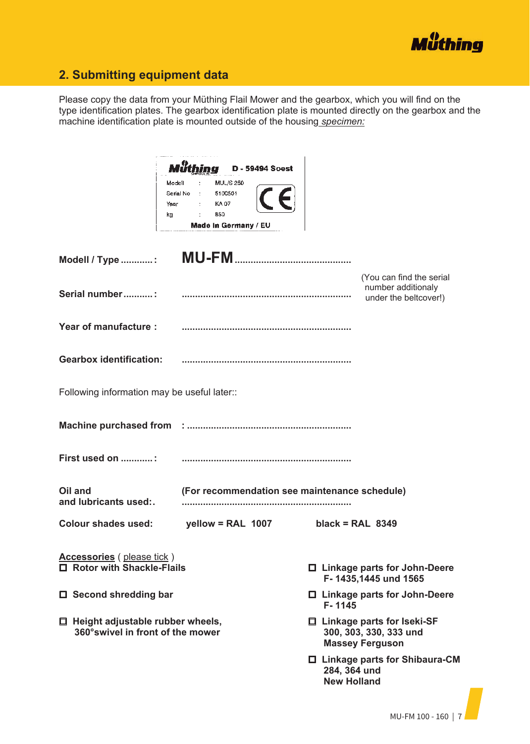## 2. Submitting equipment data

Please copy the data from your Müthing Flail Mower and the gearbox, which you will find on the type identification plates. The gearbox identification plate is mounted directly on the gearbox and the machine identification plate is mounted outside of the housing *specimen:*

Müthing D - 59494 Soest

| | | |
|---|---|---|
| Modell | : | MU/S 250 |
| Serial No | : | 5100501 |
| Year | : | KA 07 |
| kg | : | 850 |

Made in Germany / EU

**Modell / Type ............:** **MU-FM**............................................

**Serial number...........:** ............................................................... (You can find the serial number additionaly under the beltcover!)

**Year of manufacture :** ...............................................................

**Gearbox identification:** ...............................................................

Following information may be useful later::

**Machine purchased from :** ............................................................

**First used on ............:** ...............................................................

**Oil and and lubricants used:.** **(For recommendation see maintenance schedule)** ...............................................................

**Colour shades used:** **yellow = RAL 1007** **black = RAL 8349**

<u>Accessories</u> ( <u>please tick</u> )

- ☐ **Rotor with Shackle-Flails**
- ☐ **Second shredding bar**
- ☐ **Height adjustable rubber wheels, 360°swivel in front of the mower**
- ☐ **Linkage parts for John-Deere F- 1435,1445 und 1565**
- ☐ **Linkage parts for John-Deere F- 1145**
- ☐ **Linkage parts for Iseki-SF 300, 303, 330, 333 und Massey Ferguson**
- ☐ **Linkage parts for Shibaura-CM 284, 364 und New Holland**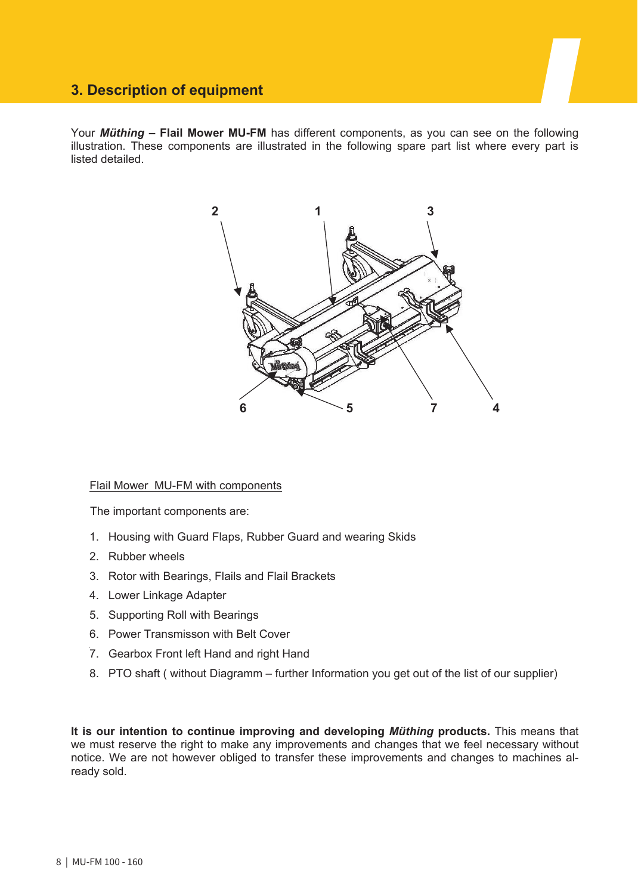# 3. Description of equipment

Your ***Müthing* – Flail Mower MU-FM** has different components, as you can see on the following illustration. These components are illustrated in the following spare part list where every part is listed detailed.

Flail Mower MU-FM with components

The important components are:

1. Housing with Guard Flaps, Rubber Guard and wearing Skids
2. Rubber wheels
3. Rotor with Bearings, Flails and Flail Brackets
4. Lower Linkage Adapter
5. Supporting Roll with Bearings
6. Power Transmisson with Belt Cover
7. Gearbox Front left Hand and right Hand
8. PTO shaft ( without Diagramm – further Information you get out of the list of our supplier)

**It is our intention to continue improving and developing *Müthing* products.** This means that we must reserve the right to make any improvements and changes that we feel necessary without notice. We are not however obliged to transfer these improvements and changes to machines already sold.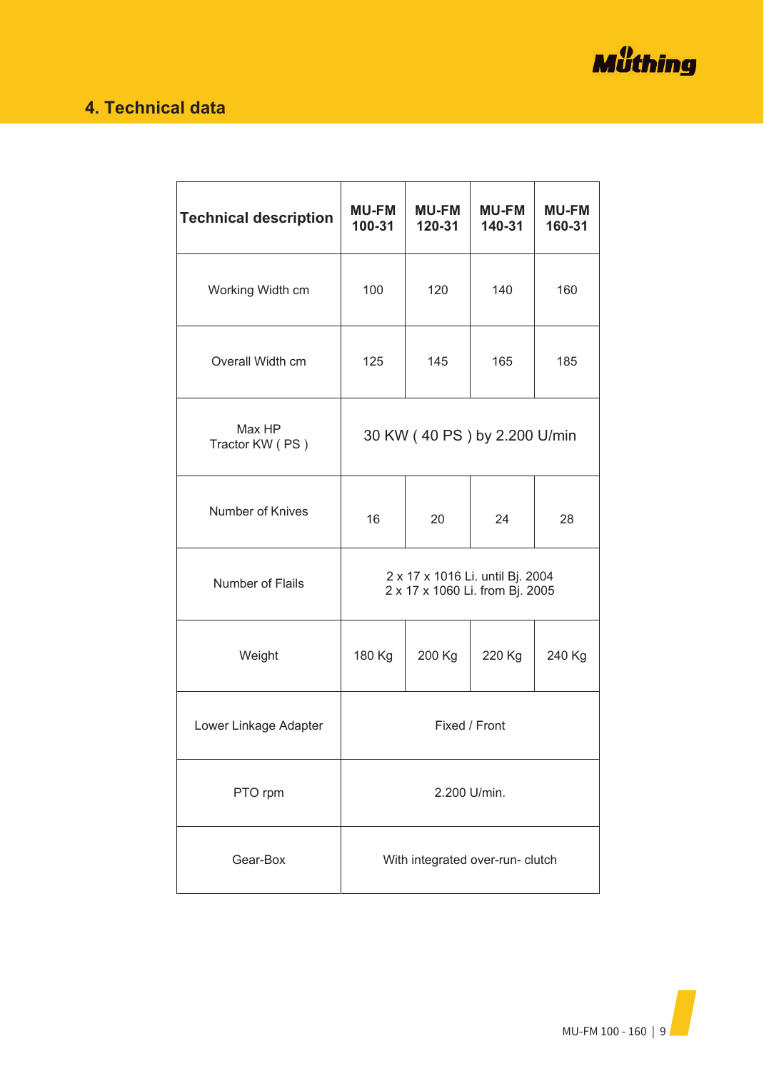## 4. Technical data

| Technical description | MU-FM 100-31 | MU-FM 120-31 | MU-FM 140-31 | MU-FM 160-31 |
|---|---|---|---|---|
| Working Width cm | 100 | 120 | 140 | 160 |
| Overall Width cm | 125 | 145 | 165 | 185 |
| Max HP Tractor KW ( PS ) | 30 KW ( 40 PS ) by 2.200 U/min | | | |
| Number of Knives | 16 | 20 | 24 | 28 |
| Number of Flails | 2 x 17 x 1016 Li. until Bj. 2004<br>2 x 17 x 1060 Li. from Bj. 2005 | | | |
| Weight | 180 Kg | 200 Kg | 220 Kg | 240 Kg |
| Lower Linkage Adapter | Fixed / Front | | | |
| PTO rpm | 2.200 U/min. | | | |
| Gear-Box | With integrated over-run- clutch | | | |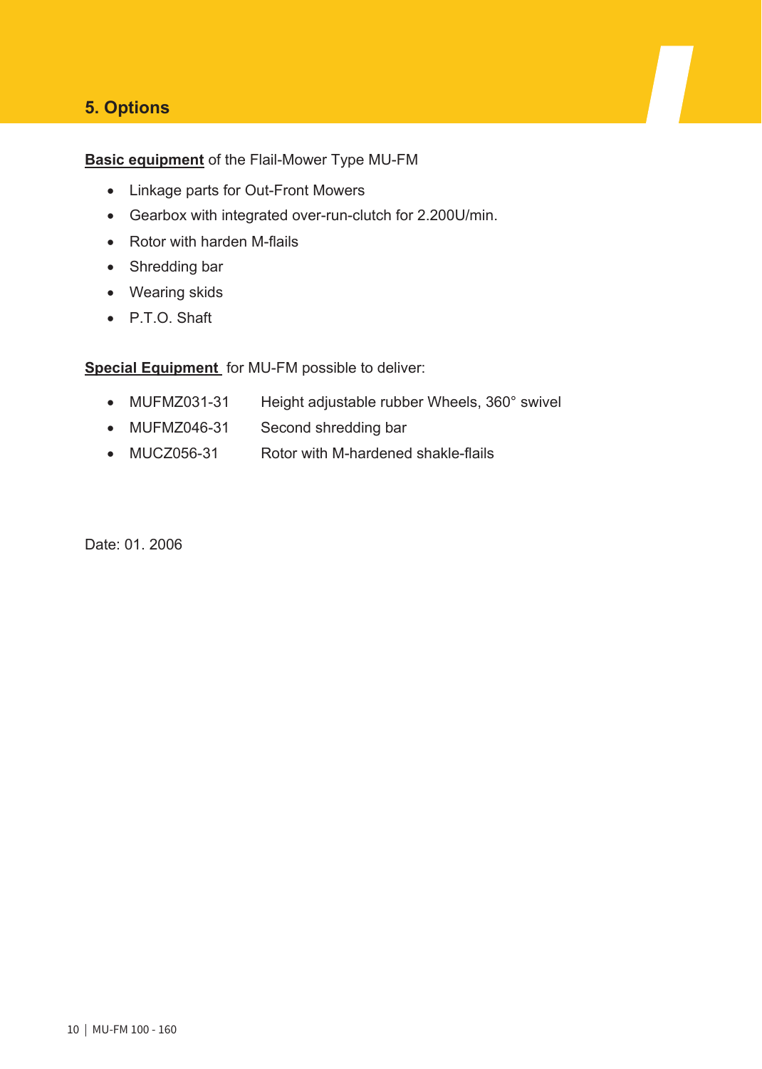# 5. Options

**Basic equipment** of the Flail-Mower Type MU-FM

- Linkage parts for Out-Front Mowers
- Gearbox with integrated over-run-clutch for 2.200U/min.
- Rotor with harden M-flails
- Shredding bar
- Wearing skids
- P.T.O. Shaft

**Special Equipment** for MU-FM possible to deliver:

- MUFMZ031-31 Height adjustable rubber Wheels, 360° swivel
- MUFMZ046-31 Second shredding bar
- MUCZ056-31 Rotor with M-hardened shakle-flails

Date: 01. 2006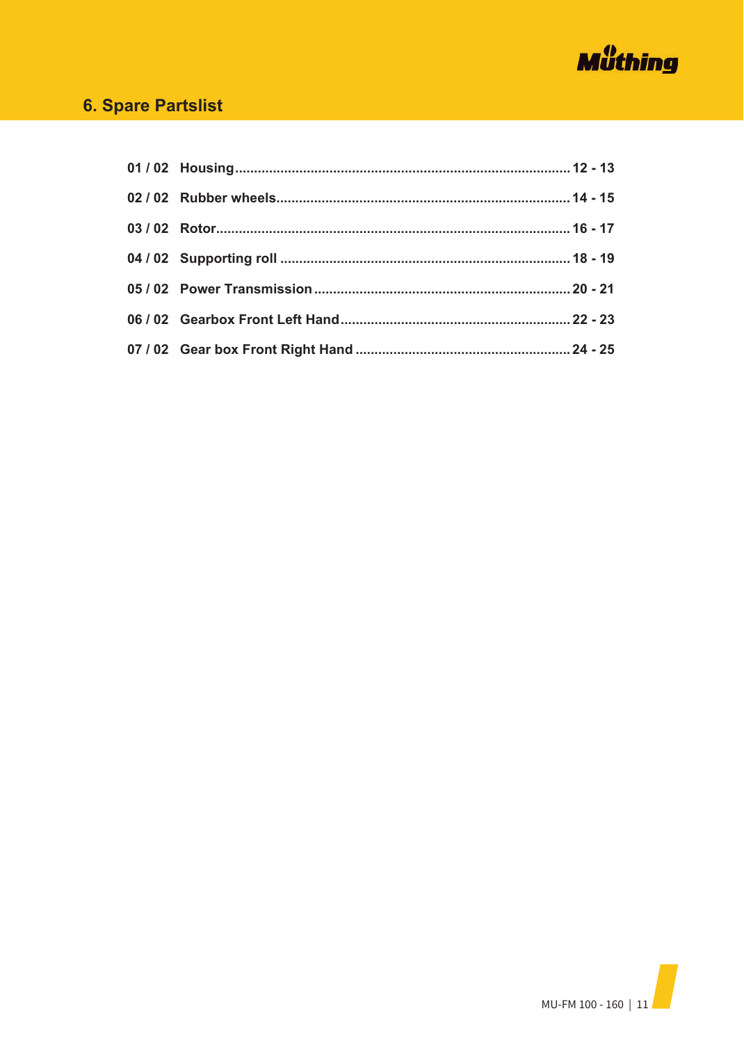# 6. Spare Partslist

01 / 02 **Housing** ........ 12 - 13

02 / 02 **Rubber wheels** ........ 14 - 15

03 / 02 **Rotor** ........ 16 - 17

04 / 02 **Supporting roll** ........ 18 - 19

05 / 02 **Power Transmission** ........ 20 - 21

06 / 02 **Gearbox Front Left Hand** ........ 22 - 23

07 / 02 **Gear box Front Right Hand** ........ 24 - 25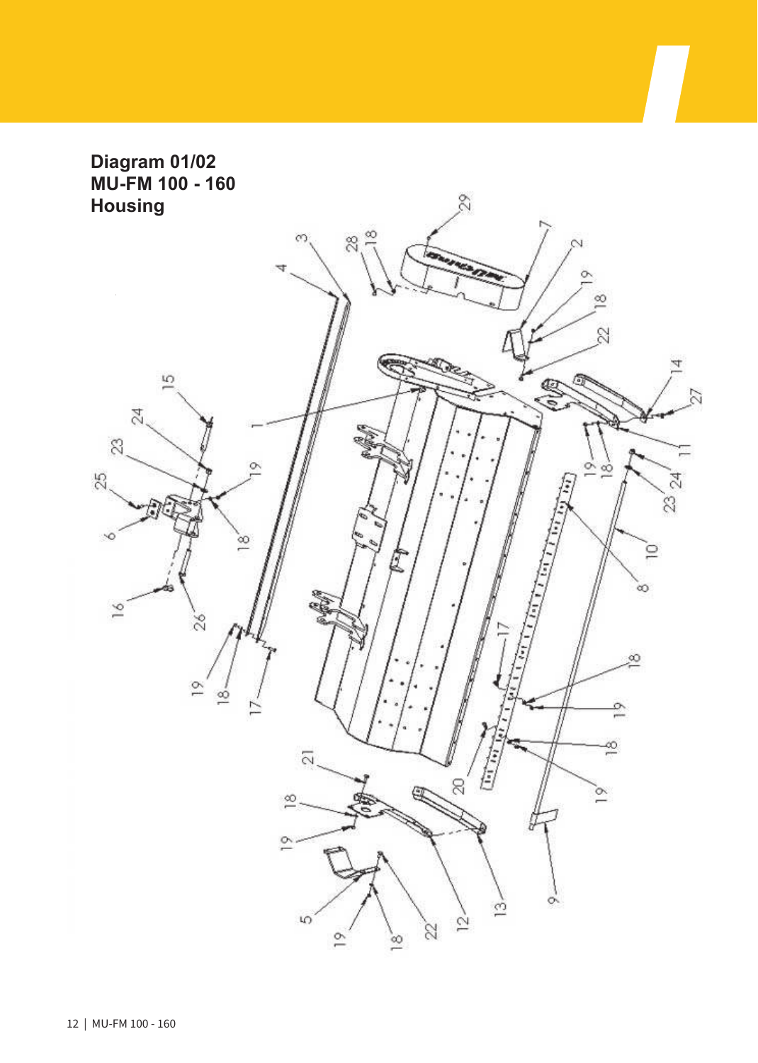## Diagram 01/02
## MU-FM 100 - 160
## Housing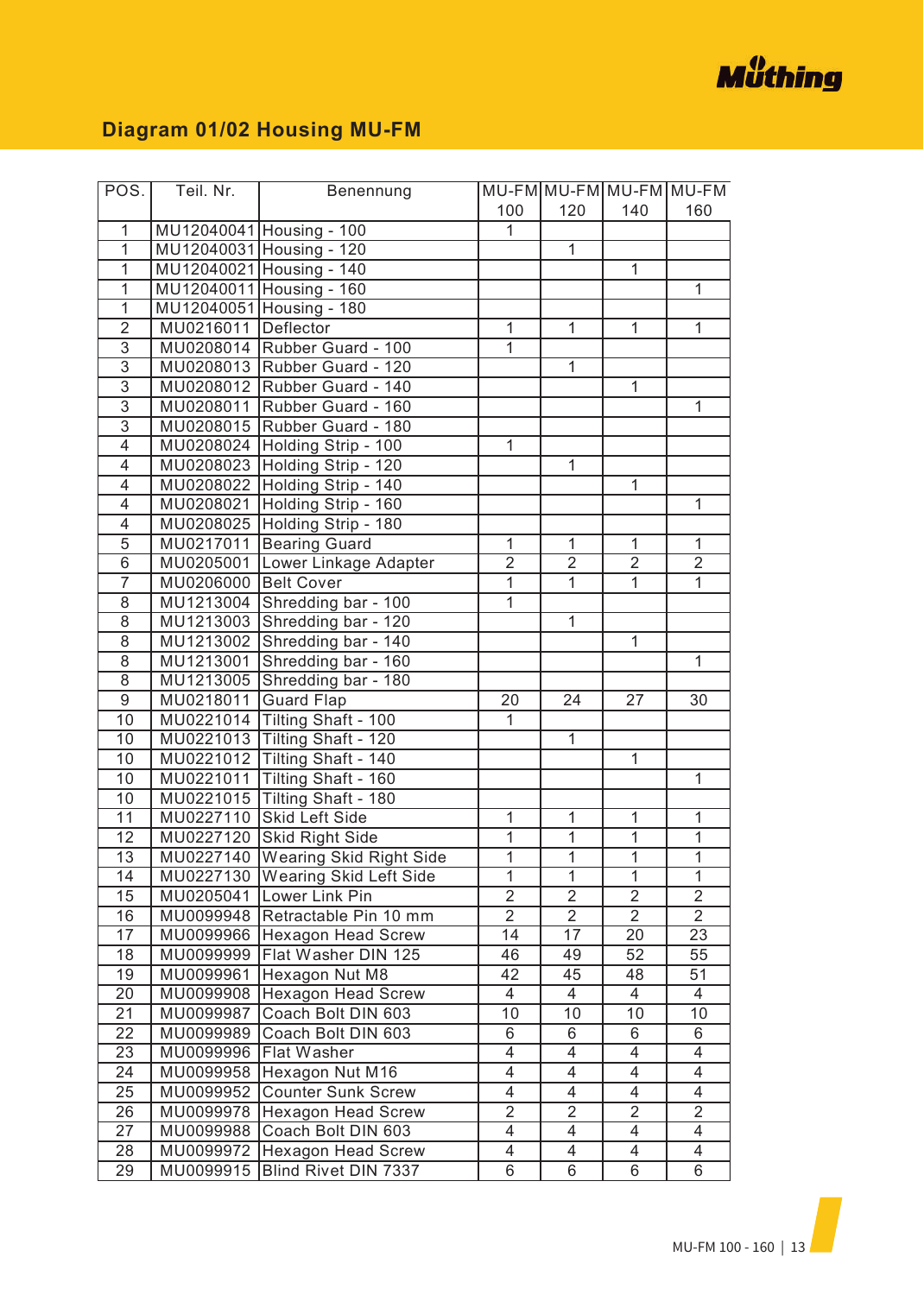## Diagram 01/02 Housing MU-FM

| POS. | Teil. Nr. | Benennung | MU-FM 100 | MU-FM 120 | MU-FM 140 | MU-FM 160 |
|---|---|---|---|---|---|---|
| 1 | MU12040041 | Housing - 100 | 1 | | | |
| 1 | MU12040031 | Housing - 120 | | 1 | | |
| 1 | MU12040021 | Housing - 140 | | | 1 | |
| 1 | MU12040011 | Housing - 160 | | | | 1 |
| 1 | MU12040051 | Housing - 180 | | | | |
| 2 | MU0216011 | Deflector | 1 | 1 | 1 | 1 |
| 3 | MU0208014 | Rubber Guard - 100 | 1 | | | |
| 3 | MU0208013 | Rubber Guard - 120 | | 1 | | |
| 3 | MU0208012 | Rubber Guard - 140 | | | 1 | |
| 3 | MU0208011 | Rubber Guard - 160 | | | | 1 |
| 3 | MU0208015 | Rubber Guard - 180 | | | | |
| 4 | MU0208024 | Holding Strip - 100 | 1 | | | |
| 4 | MU0208023 | Holding Strip - 120 | | 1 | | |
| 4 | MU0208022 | Holding Strip - 140 | | | 1 | |
| 4 | MU0208021 | Holding Strip - 160 | | | | 1 |
| 4 | MU0208025 | Holding Strip - 180 | | | | |
| 5 | MU0217011 | Bearing Guard | 1 | 1 | 1 | 1 |
| 6 | MU0205001 | Lower Linkage Adapter | 2 | 2 | 2 | 2 |
| 7 | MU0206000 | Belt Cover | 1 | 1 | 1 | 1 |
| 8 | MU1213004 | Shredding bar - 100 | 1 | | | |
| 8 | MU1213003 | Shredding bar - 120 | | 1 | | |
| 8 | MU1213002 | Shredding bar - 140 | | | 1 | |
| 8 | MU1213001 | Shredding bar - 160 | | | | 1 |
| 8 | MU1213005 | Shredding bar - 180 | | | | |
| 9 | MU0218011 | Guard Flap | 20 | 24 | 27 | 30 |
| 10 | MU0221014 | Tilting Shaft - 100 | 1 | | | |
| 10 | MU0221013 | Tilting Shaft - 120 | | 1 | | |
| 10 | MU0221012 | Tilting Shaft - 140 | | | 1 | |
| 10 | MU0221011 | Tilting Shaft - 160 | | | | 1 |
| 10 | MU0221015 | Tilting Shaft - 180 | | | | |
| 11 | MU0227110 | Skid Left Side | 1 | 1 | 1 | 1 |
| 12 | MU0227120 | Skid Right Side | 1 | 1 | 1 | 1 |
| 13 | MU0227140 | Wearing Skid Right Side | 1 | 1 | 1 | 1 |
| 14 | MU0227130 | Wearing Skid Left Side | 1 | 1 | 1 | 1 |
| 15 | MU0205041 | Lower Link Pin | 2 | 2 | 2 | 2 |
| 16 | MU0099948 | Retractable Pin 10 mm | 2 | 2 | 2 | 2 |
| 17 | MU0099966 | Hexagon Head Screw | 14 | 17 | 20 | 23 |
| 18 | MU0099999 | Flat Washer DIN 125 | 46 | 49 | 52 | 55 |
| 19 | MU0099961 | Hexagon Nut M8 | 42 | 45 | 48 | 51 |
| 20 | MU0099908 | Hexagon Head Screw | 4 | 4 | 4 | 4 |
| 21 | MU0099987 | Coach Bolt DIN 603 | 10 | 10 | 10 | 10 |
| 22 | MU0099989 | Coach Bolt DIN 603 | 6 | 6 | 6 | 6 |
| 23 | MU0099996 | Flat Washer | 4 | 4 | 4 | 4 |
| 24 | MU0099958 | Hexagon Nut M16 | 4 | 4 | 4 | 4 |
| 25 | MU0099952 | Counter Sunk Screw | 4 | 4 | 4 | 4 |
| 26 | MU0099978 | Hexagon Head Screw | 2 | 2 | 2 | 2 |
| 27 | MU0099988 | Coach Bolt DIN 603 | 4 | 4 | 4 | 4 |
| 28 | MU0099972 | Hexagon Head Screw | 4 | 4 | 4 | 4 |
| 29 | MU0099915 | Blind Rivet DIN 7337 | 6 | 6 | 6 | 6 |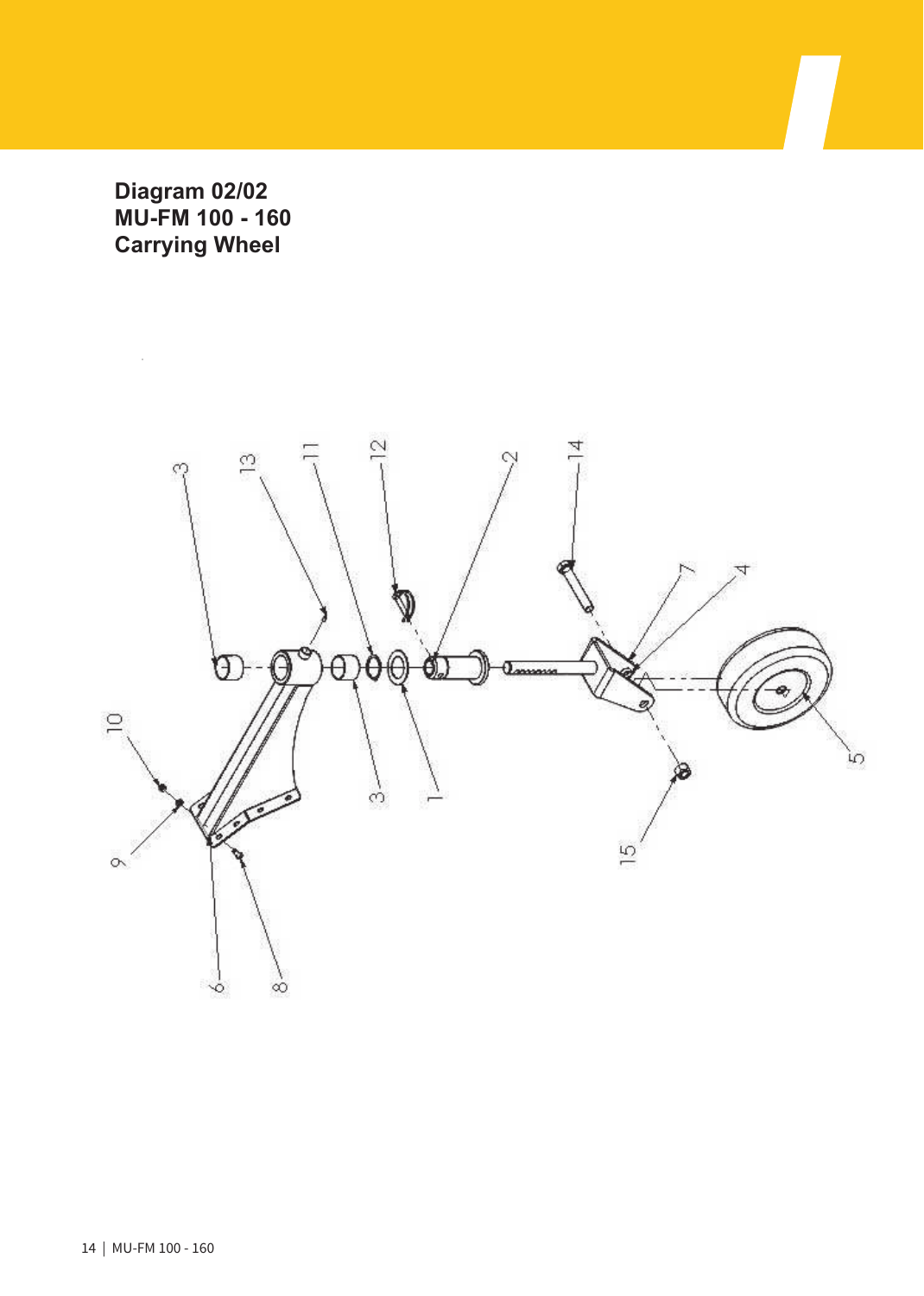**Diagram 02/02**
**MU-FM 100 - 160**
**Carrying Wheel**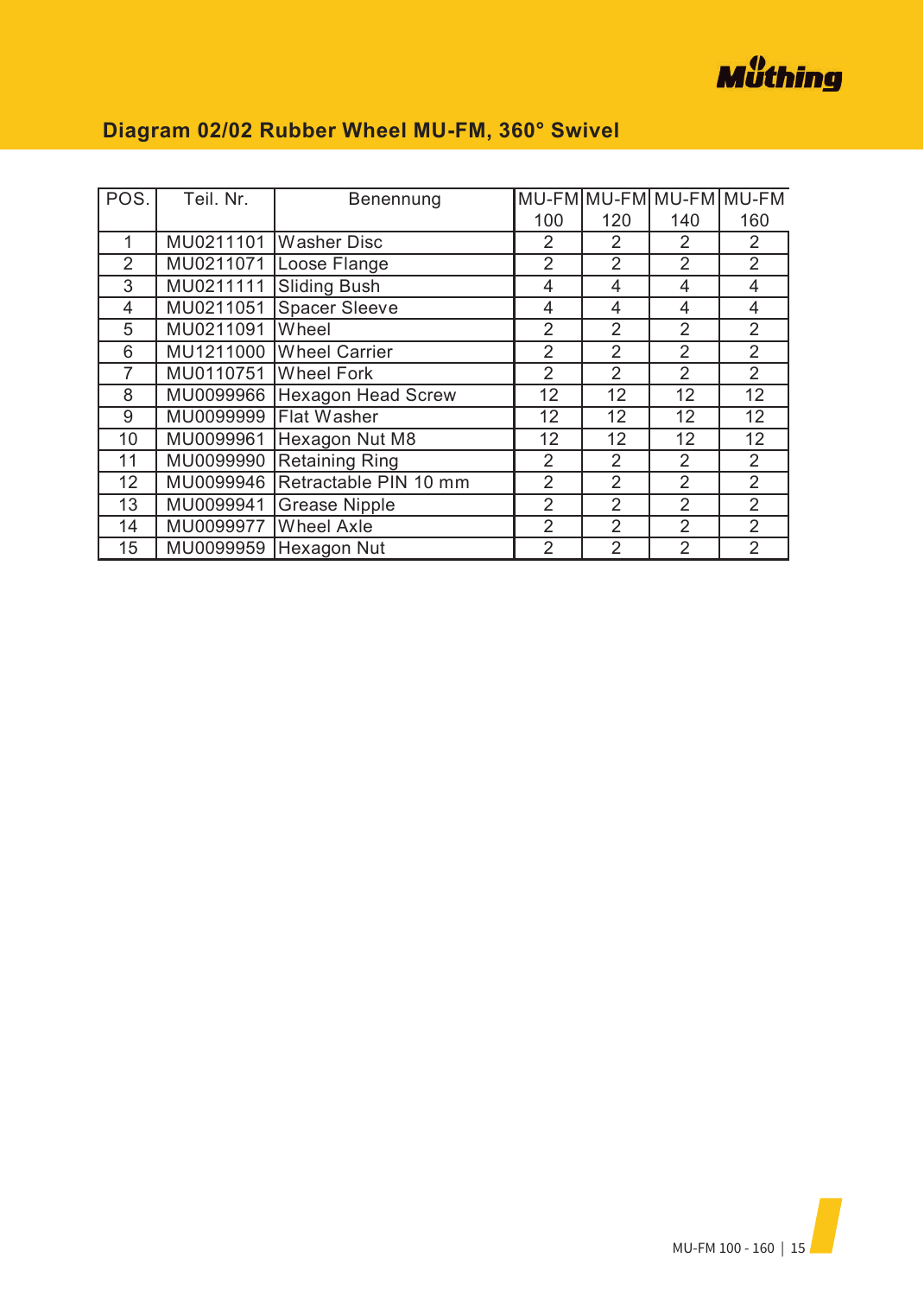## Diagram 02/02 Rubber Wheel MU-FM, 360° Swivel

| POS. | Teil. Nr. | Benennung | MU-FM 100 | MU-FM 120 | MU-FM 140 | MU-FM 160 |
|---|---|---|---|---|---|---|
| 1 | MU0211101 | Washer Disc | 2 | 2 | 2 | 2 |
| 2 | MU0211071 | Loose Flange | 2 | 2 | 2 | 2 |
| 3 | MU0211111 | Sliding Bush | 4 | 4 | 4 | 4 |
| 4 | MU0211051 | Spacer Sleeve | 4 | 4 | 4 | 4 |
| 5 | MU0211091 | Wheel | 2 | 2 | 2 | 2 |
| 6 | MU1211000 | Wheel Carrier | 2 | 2 | 2 | 2 |
| 7 | MU0110751 | Wheel Fork | 2 | 2 | 2 | 2 |
| 8 | MU0099966 | Hexagon Head Screw | 12 | 12 | 12 | 12 |
| 9 | MU0099999 | Flat Washer | 12 | 12 | 12 | 12 |
| 10 | MU0099961 | Hexagon Nut M8 | 12 | 12 | 12 | 12 |
| 11 | MU0099990 | Retaining Ring | 2 | 2 | 2 | 2 |
| 12 | MU0099946 | Retractable PIN 10 mm | 2 | 2 | 2 | 2 |
| 13 | MU0099941 | Grease Nipple | 2 | 2 | 2 | 2 |
| 14 | MU0099977 | Wheel Axle | 2 | 2 | 2 | 2 |
| 15 | MU0099959 | Hexagon Nut | 2 | 2 | 2 | 2 |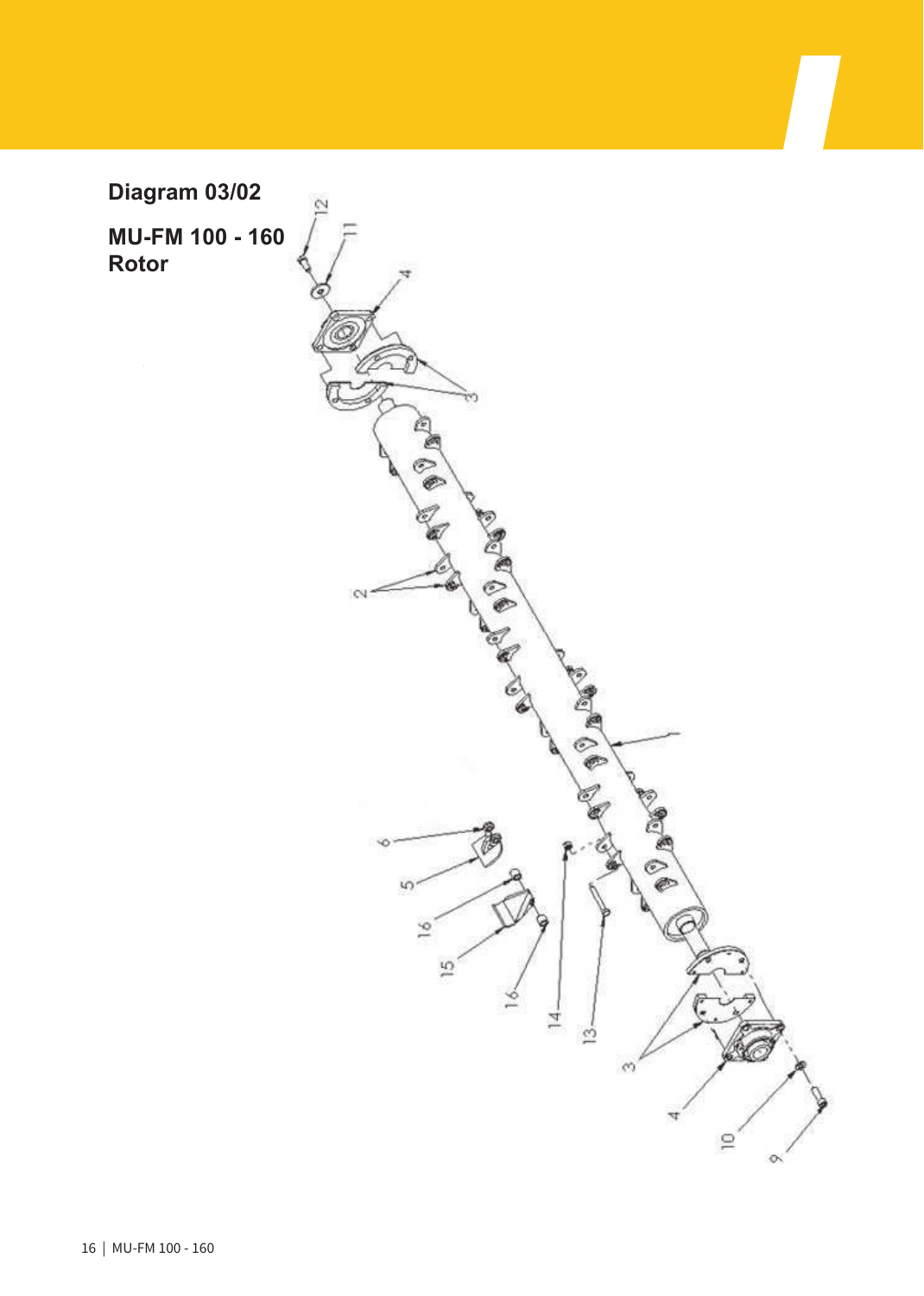**Diagram 03/02**

**MU-FM 100 - 160**
**Rotor**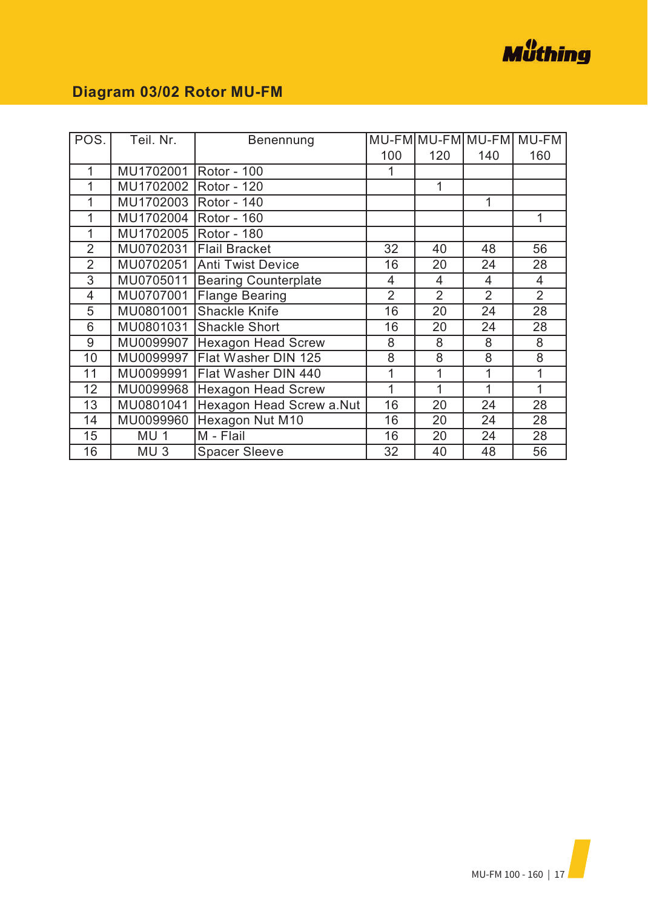## Diagram 03/02 Rotor MU-FM

| POS. | Teil. Nr. | Benennung | MU-FM 100 | MU-FM 120 | MU-FM 140 | MU-FM 160 |
|---|---|---|---|---|---|---|
| 1 | MU1702001 | Rotor - 100 | 1 | | | |
| 1 | MU1702002 | Rotor - 120 | | 1 | | |
| 1 | MU1702003 | Rotor - 140 | | | 1 | |
| 1 | MU1702004 | Rotor - 160 | | | | 1 |
| 1 | MU1702005 | Rotor - 180 | | | | |
| 2 | MU0702031 | Flail Bracket | 32 | 40 | 48 | 56 |
| 2 | MU0702051 | Anti Twist Device | 16 | 20 | 24 | 28 |
| 3 | MU0705011 | Bearing Counterplate | 4 | 4 | 4 | 4 |
| 4 | MU0707001 | Flange Bearing | 2 | 2 | 2 | 2 |
| 5 | MU0801001 | Shackle Knife | 16 | 20 | 24 | 28 |
| 6 | MU0801031 | Shackle Short | 16 | 20 | 24 | 28 |
| 9 | MU0099907 | Hexagon Head Screw | 8 | 8 | 8 | 8 |
| 10 | MU0099997 | Flat Washer DIN 125 | 8 | 8 | 8 | 8 |
| 11 | MU0099991 | Flat Washer DIN 440 | 1 | 1 | 1 | 1 |
| 12 | MU0099968 | Hexagon Head Screw | 1 | 1 | 1 | 1 |
| 13 | MU0801041 | Hexagon Head Screw a.Nut | 16 | 20 | 24 | 28 |
| 14 | MU0099960 | Hexagon Nut M10 | 16 | 20 | 24 | 28 |
| 15 | MU 1 | M - Flail | 16 | 20 | 24 | 28 |
| 16 | MU 3 | Spacer Sleeve | 32 | 40 | 48 | 56 |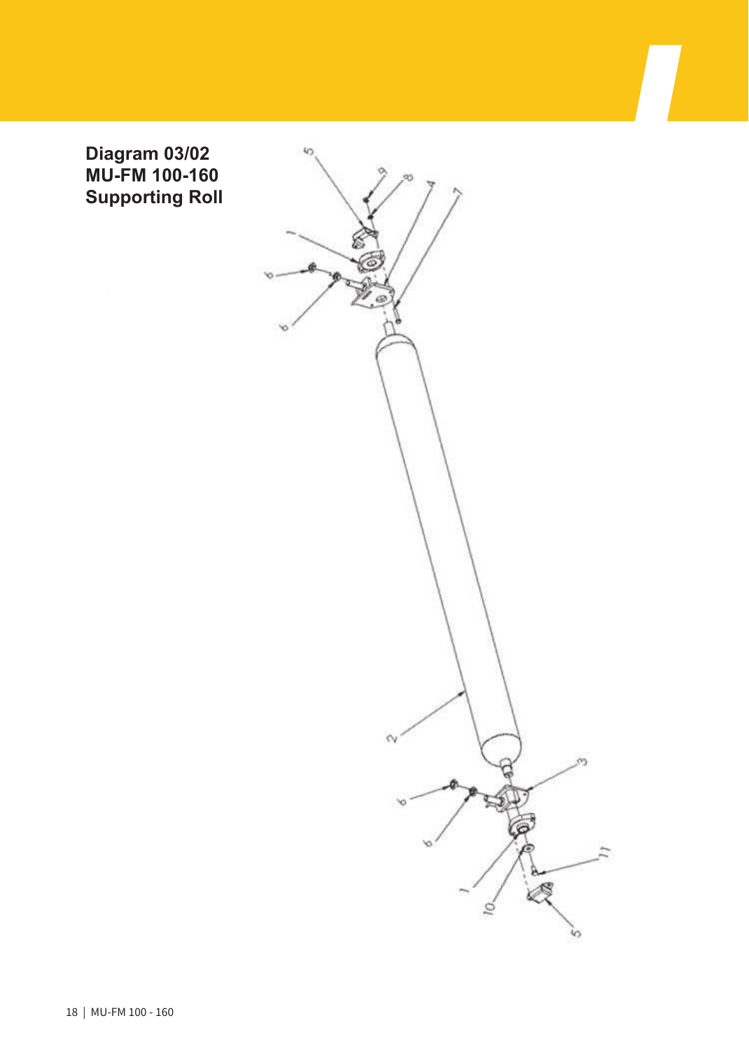**Diagram 03/02**
**MU-FM 100-160**
**Supporting Roll**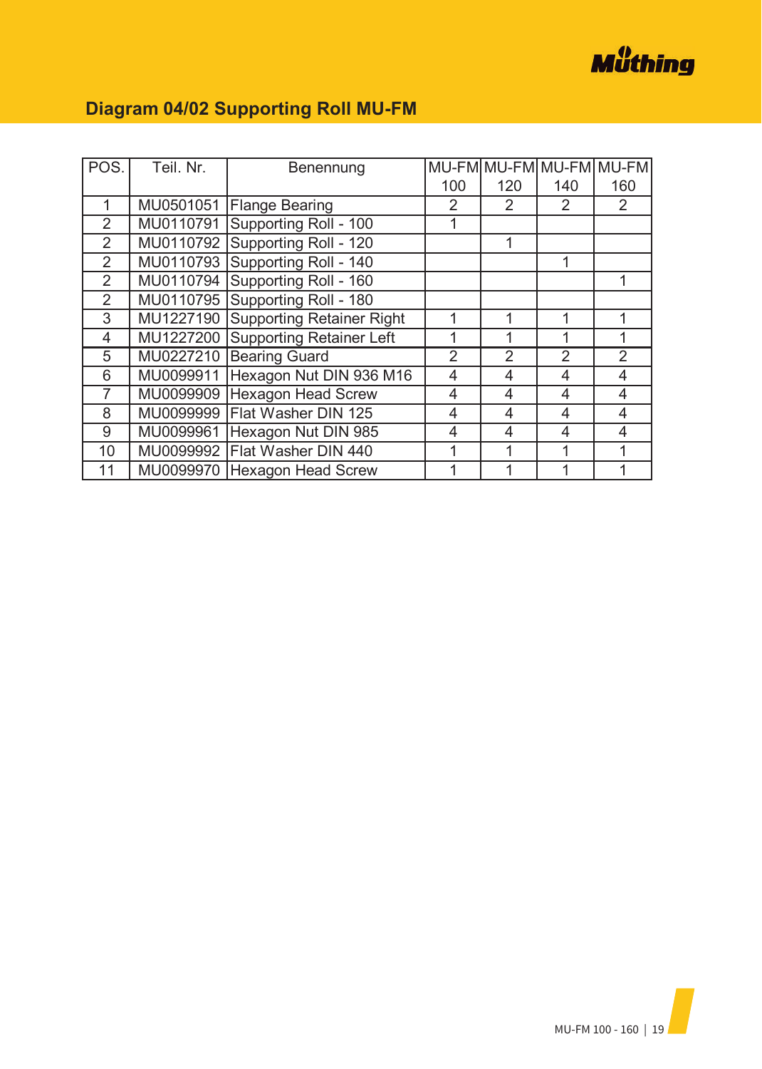## Diagram 04/02 Supporting Roll MU-FM

| POS. | Teil. Nr. | Benennung | MU-FM 100 | MU-FM 120 | MU-FM 140 | MU-FM 160 |
|---|---|---|---|---|---|---|
| 1 | MU0501051 | Flange Bearing | 2 | 2 | 2 | 2 |
| 2 | MU0110791 | Supporting Roll - 100 | 1 | | | |
| 2 | MU0110792 | Supporting Roll - 120 | | 1 | | |
| 2 | MU0110793 | Supporting Roll - 140 | | | 1 | |
| 2 | MU0110794 | Supporting Roll - 160 | | | | 1 |
| 2 | MU0110795 | Supporting Roll - 180 | | | | |
| 3 | MU1227190 | Supporting Retainer Right | 1 | 1 | 1 | 1 |
| 4 | MU1227200 | Supporting Retainer Left | 1 | 1 | 1 | 1 |
| 5 | MU0227210 | Bearing Guard | 2 | 2 | 2 | 2 |
| 6 | MU0099911 | Hexagon Nut DIN 936 M16 | 4 | 4 | 4 | 4 |
| 7 | MU0099909 | Hexagon Head Screw | 4 | 4 | 4 | 4 |
| 8 | MU0099999 | Flat Washer DIN 125 | 4 | 4 | 4 | 4 |
| 9 | MU0099961 | Hexagon Nut DIN 985 | 4 | 4 | 4 | 4 |
| 10 | MU0099992 | Flat Washer DIN 440 | 1 | 1 | 1 | 1 |
| 11 | MU0099970 | Hexagon Head Screw | 1 | 1 | 1 | 1 |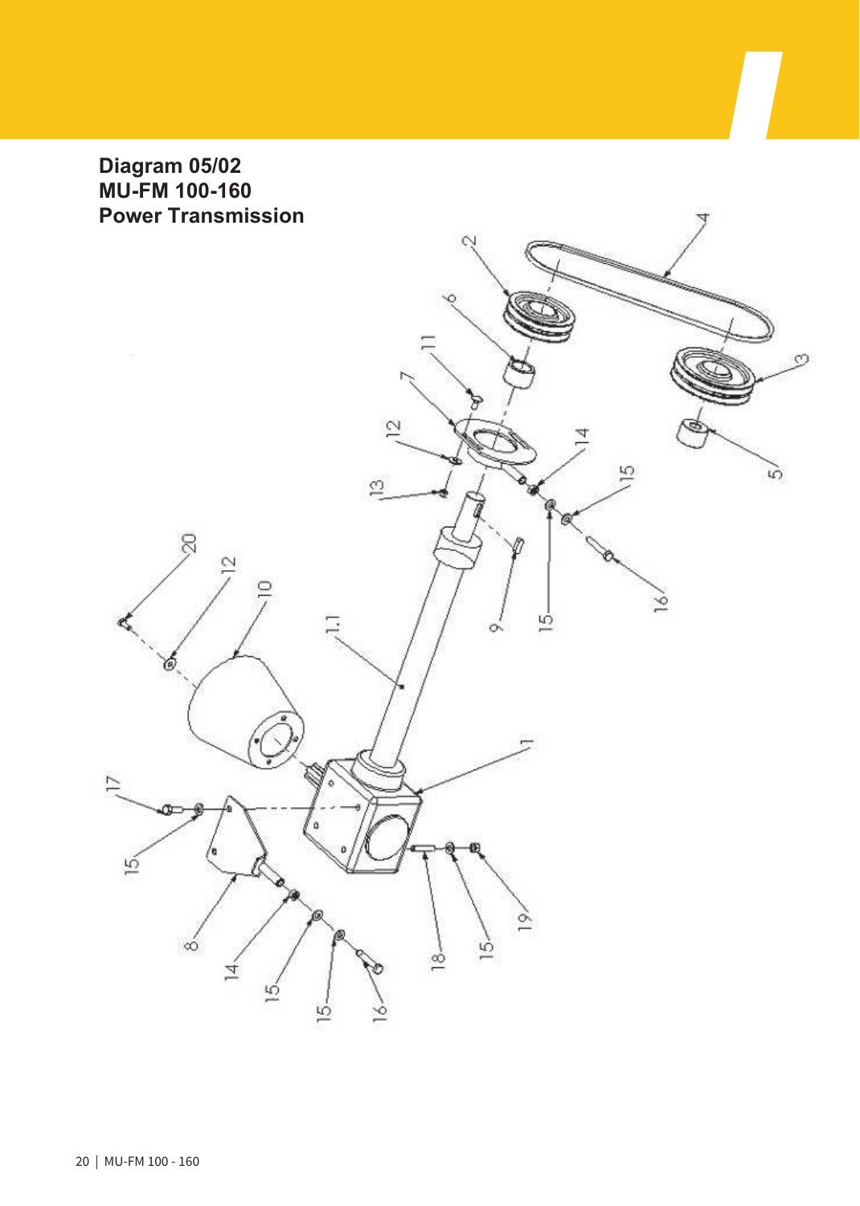**Diagram 05/02**
**MU-FM 100-160**
**Power Transmission**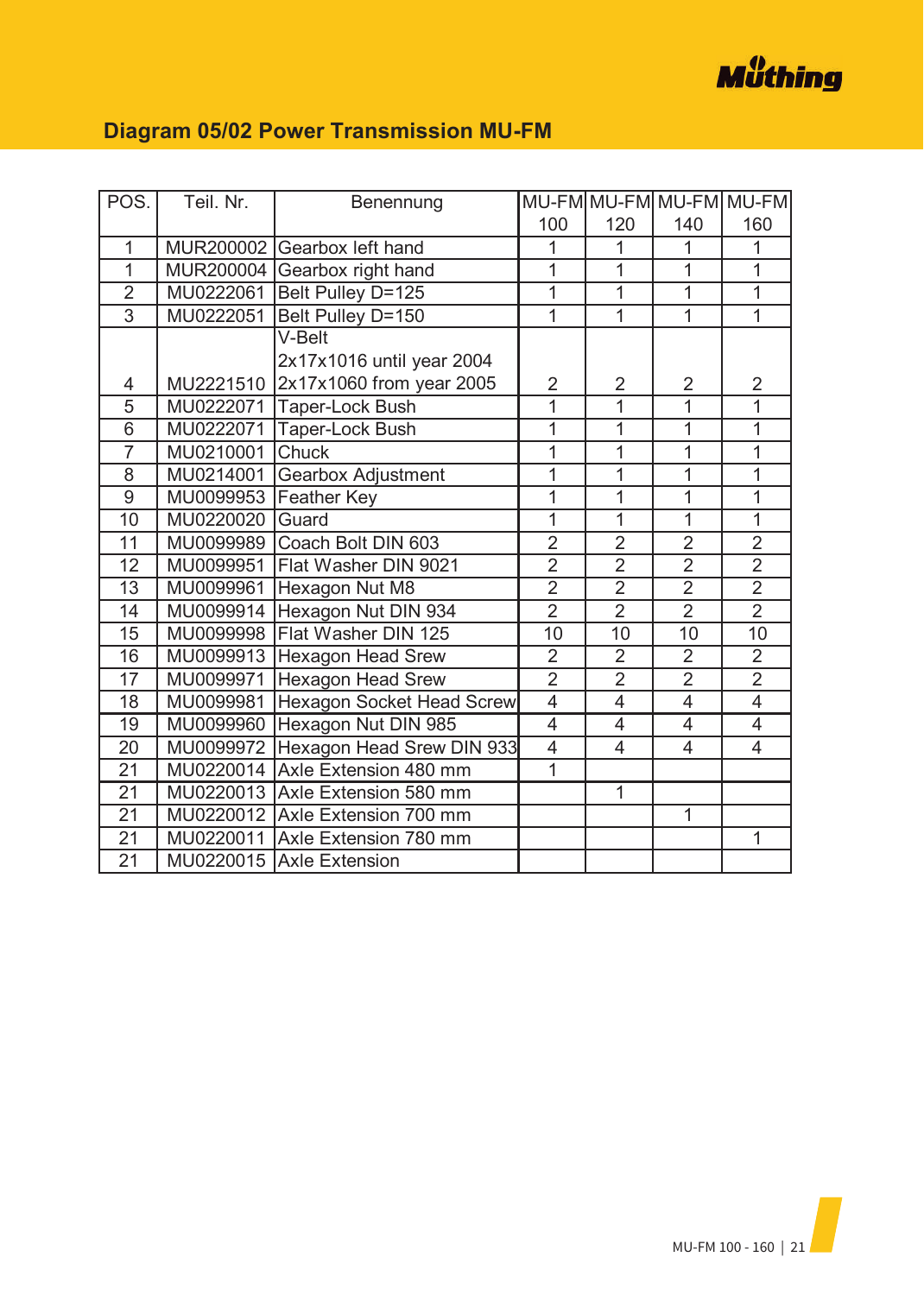## Diagram 05/02 Power Transmission MU-FM

| POS. | Teil. Nr. | Benennung | MU-FM 100 | MU-FM 120 | MU-FM 140 | MU-FM 160 |
|---|---|---|---|---|---|---|
| 1 | MUR200002 | Gearbox left hand | 1 | 1 | 1 | 1 |
| 1 | MUR200004 | Gearbox right hand | 1 | 1 | 1 | 1 |
| 2 | MU0222061 | Belt Pulley D=125 | 1 | 1 | 1 | 1 |
| 3 | MU0222051 | Belt Pulley D=150 | 1 | 1 | 1 | 1 |
| 4 | MU2221510 | V-Belt 2x17x1016 until year 2004 2x17x1060 from year 2005 | 2 | 2 | 2 | 2 |
| 5 | MU0222071 | Taper-Lock Bush | 1 | 1 | 1 | 1 |
| 6 | MU0222071 | Taper-Lock Bush | 1 | 1 | 1 | 1 |
| 7 | MU0210001 | Chuck | 1 | 1 | 1 | 1 |
| 8 | MU0214001 | Gearbox Adjustment | 1 | 1 | 1 | 1 |
| 9 | MU0099953 | Feather Key | 1 | 1 | 1 | 1 |
| 10 | MU0220020 | Guard | 1 | 1 | 1 | 1 |
| 11 | MU0099989 | Coach Bolt DIN 603 | 2 | 2 | 2 | 2 |
| 12 | MU0099951 | Flat Washer DIN 9021 | 2 | 2 | 2 | 2 |
| 13 | MU0099961 | Hexagon Nut M8 | 2 | 2 | 2 | 2 |
| 14 | MU0099914 | Hexagon Nut DIN 934 | 2 | 2 | 2 | 2 |
| 15 | MU0099998 | Flat Washer DIN 125 | 10 | 10 | 10 | 10 |
| 16 | MU0099913 | Hexagon Head Srew | 2 | 2 | 2 | 2 |
| 17 | MU0099971 | Hexagon Head Srew | 2 | 2 | 2 | 2 |
| 18 | MU0099981 | Hexagon Socket Head Screw | 4 | 4 | 4 | 4 |
| 19 | MU0099960 | Hexagon Nut DIN 985 | 4 | 4 | 4 | 4 |
| 20 | MU0099972 | Hexagon Head Srew DIN 933 | 4 | 4 | 4 | 4 |
| 21 | MU0220014 | Axle Extension 480 mm | 1 | | | |
| 21 | MU0220013 | Axle Extension 580 mm | | 1 | | |
| 21 | MU0220012 | Axle Extension 700 mm | | | 1 | |
| 21 | MU0220011 | Axle Extension 780 mm | | | | 1 |
| 21 | MU0220015 | Axle Extension | | | | |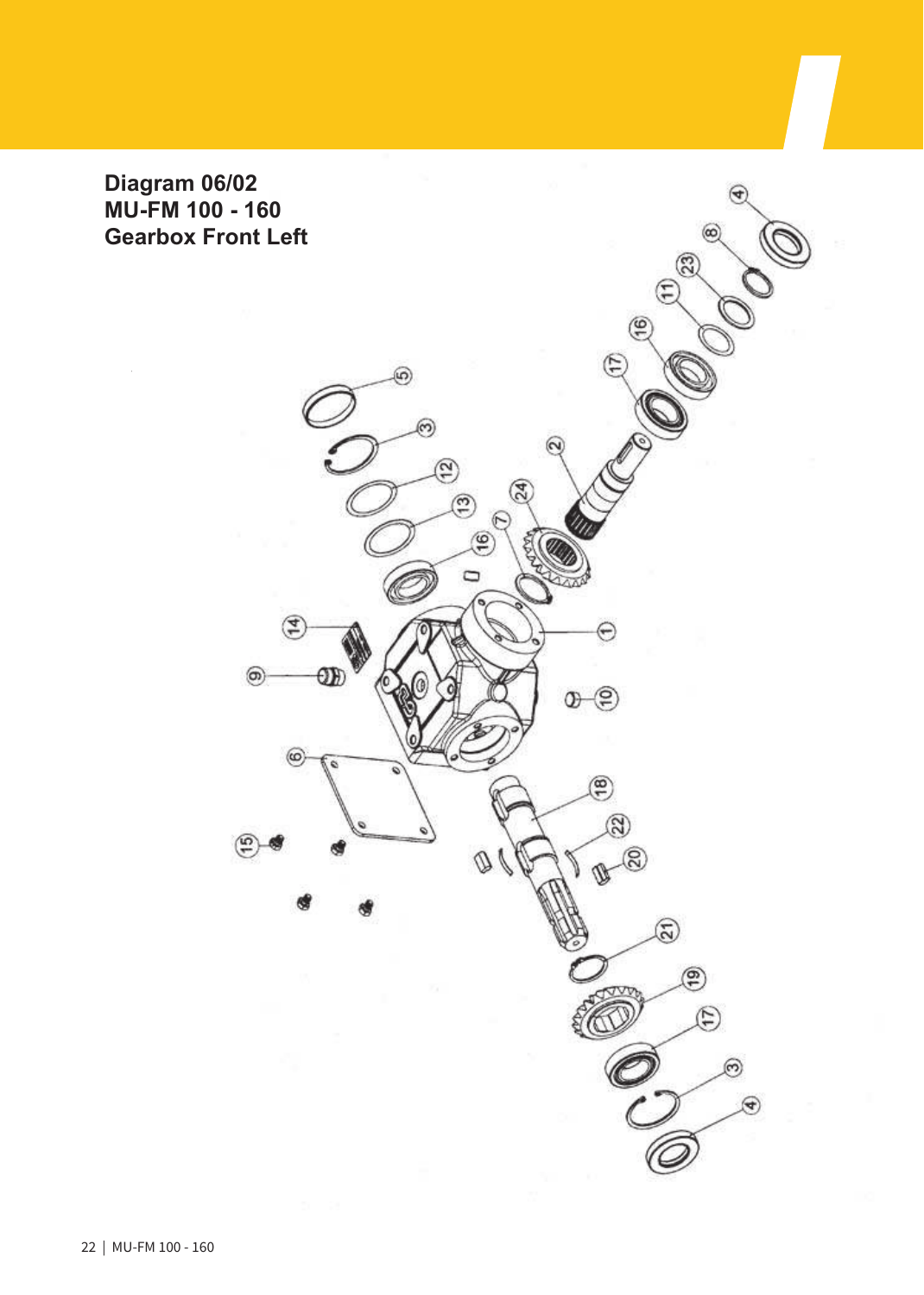**Diagram 06/02**
**MU-FM 100 - 160**
**Gearbox Front Left**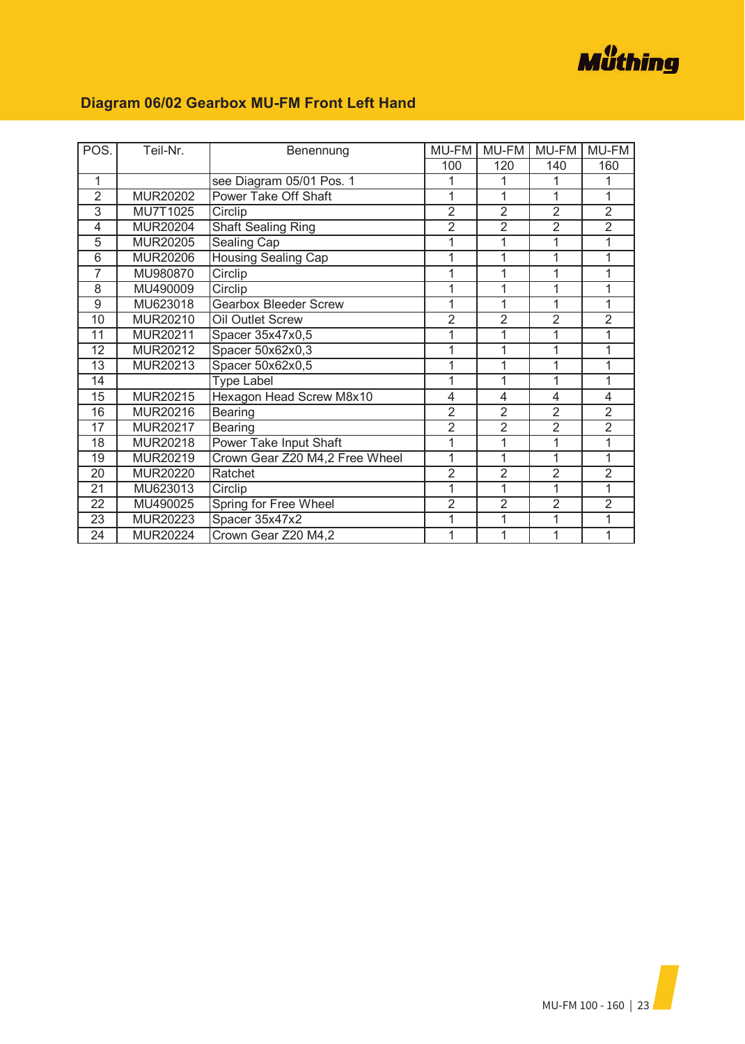## Diagram 06/02 Gearbox MU-FM Front Left Hand

| POS. | Teil-Nr. | Benennung | MU-FM | MU-FM | MU-FM | MU-FM |
|---|---|---|---|---|---|---|
| | | | 100 | 120 | 140 | 160 |
| 1 | | see Diagram 05/01 Pos. 1 | 1 | 1 | 1 | 1 |
| 2 | MUR20202 | Power Take Off Shaft | 1 | 1 | 1 | 1 |
| 3 | MU7T1025 | Circlip | 2 | 2 | 2 | 2 |
| 4 | MUR20204 | Shaft Sealing Ring | 2 | 2 | 2 | 2 |
| 5 | MUR20205 | Sealing Cap | 1 | 1 | 1 | 1 |
| 6 | MUR20206 | Housing Sealing Cap | 1 | 1 | 1 | 1 |
| 7 | MU980870 | Circlip | 1 | 1 | 1 | 1 |
| 8 | MU490009 | Circlip | 1 | 1 | 1 | 1 |
| 9 | MU623018 | Gearbox Bleeder Screw | 1 | 1 | 1 | 1 |
| 10 | MUR20210 | Oil Outlet Screw | 2 | 2 | 2 | 2 |
| 11 | MUR20211 | Spacer 35x47x0,5 | 1 | 1 | 1 | 1 |
| 12 | MUR20212 | Spacer 50x62x0,3 | 1 | 1 | 1 | 1 |
| 13 | MUR20213 | Spacer 50x62x0,5 | 1 | 1 | 1 | 1 |
| 14 | | Type Label | 1 | 1 | 1 | 1 |
| 15 | MUR20215 | Hexagon Head Screw M8x10 | 4 | 4 | 4 | 4 |
| 16 | MUR20216 | Bearing | 2 | 2 | 2 | 2 |
| 17 | MUR20217 | Bearing | 2 | 2 | 2 | 2 |
| 18 | MUR20218 | Power Take Input Shaft | 1 | 1 | 1 | 1 |
| 19 | MUR20219 | Crown Gear Z20 M4,2 Free Wheel | 1 | 1 | 1 | 1 |
| 20 | MUR20220 | Ratchet | 2 | 2 | 2 | 2 |
| 21 | MU623013 | Circlip | 1 | 1 | 1 | 1 |
| 22 | MU490025 | Spring for Free Wheel | 2 | 2 | 2 | 2 |
| 23 | MUR20223 | Spacer 35x47x2 | 1 | 1 | 1 | 1 |
| 24 | MUR20224 | Crown Gear Z20 M4,2 | 1 | 1 | 1 | 1 |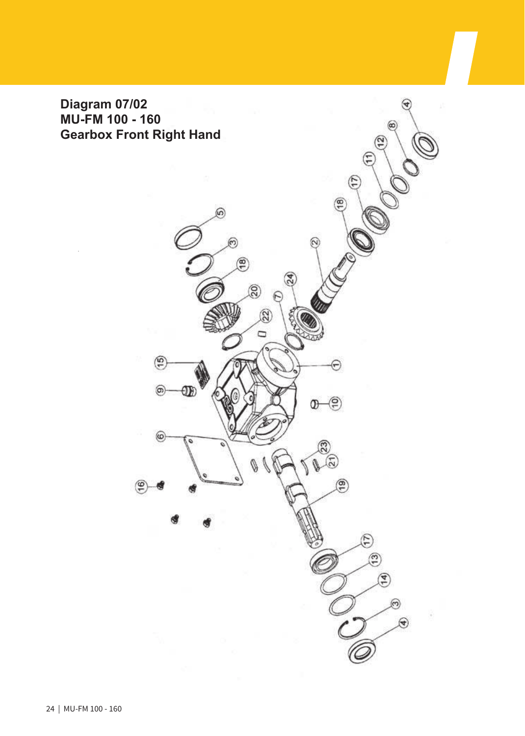**Diagram 07/02**
**MU-FM 100 - 160**
**Gearbox Front Right Hand**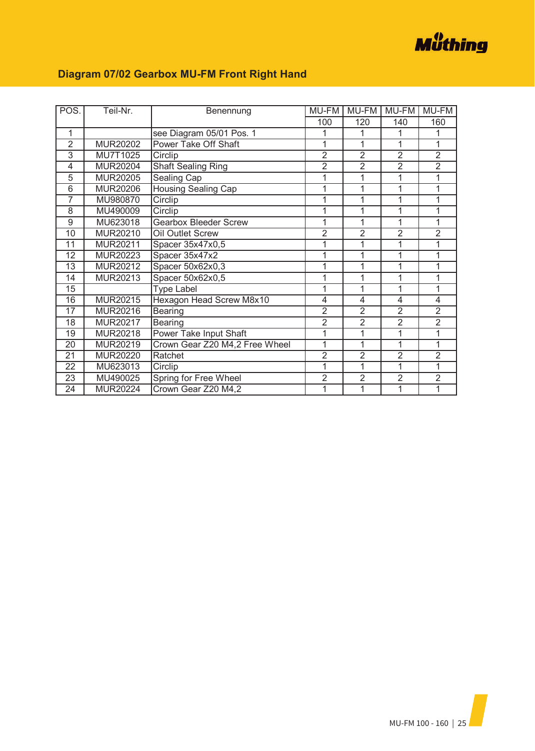## Diagram 07/02 Gearbox MU-FM Front Right Hand

| POS. | Teil-Nr. | Benennung | MU-FM | MU-FM | MU-FM | MU-FM |
|---|---|---|---|---|---|---|
| | | | 100 | 120 | 140 | 160 |
| 1 | | see Diagram 05/01 Pos. 1 | 1 | 1 | 1 | 1 |
| 2 | MUR20202 | Power Take Off Shaft | 1 | 1 | 1 | 1 |
| 3 | MU7T1025 | Circlip | 2 | 2 | 2 | 2 |
| 4 | MUR20204 | Shaft Sealing Ring | 2 | 2 | 2 | 2 |
| 5 | MUR20205 | Sealing Cap | 1 | 1 | 1 | 1 |
| 6 | MUR20206 | Housing Sealing Cap | 1 | 1 | 1 | 1 |
| 7 | MU980870 | Circlip | 1 | 1 | 1 | 1 |
| 8 | MU490009 | Circlip | 1 | 1 | 1 | 1 |
| 9 | MU623018 | Gearbox Bleeder Screw | 1 | 1 | 1 | 1 |
| 10 | MUR20210 | Oil Outlet Screw | 2 | 2 | 2 | 2 |
| 11 | MUR20211 | Spacer 35x47x0,5 | 1 | 1 | 1 | 1 |
| 12 | MUR20223 | Spacer 35x47x2 | 1 | 1 | 1 | 1 |
| 13 | MUR20212 | Spacer 50x62x0,3 | 1 | 1 | 1 | 1 |
| 14 | MUR20213 | Spacer 50x62x0,5 | 1 | 1 | 1 | 1 |
| 15 | | Type Label | 1 | 1 | 1 | 1 |
| 16 | MUR20215 | Hexagon Head Screw M8x10 | 4 | 4 | 4 | 4 |
| 17 | MUR20216 | Bearing | 2 | 2 | 2 | 2 |
| 18 | MUR20217 | Bearing | 2 | 2 | 2 | 2 |
| 19 | MUR20218 | Power Take Input Shaft | 1 | 1 | 1 | 1 |
| 20 | MUR20219 | Crown Gear Z20 M4,2 Free Wheel | 1 | 1 | 1 | 1 |
| 21 | MUR20220 | Ratchet | 2 | 2 | 2 | 2 |
| 22 | MU623013 | Circlip | 1 | 1 | 1 | 1 |
| 23 | MU490025 | Spring for Free Wheel | 2 | 2 | 2 | 2 |
| 24 | MUR20224 | Crown Gear Z20 M4,2 | 1 | 1 | 1 | 1 |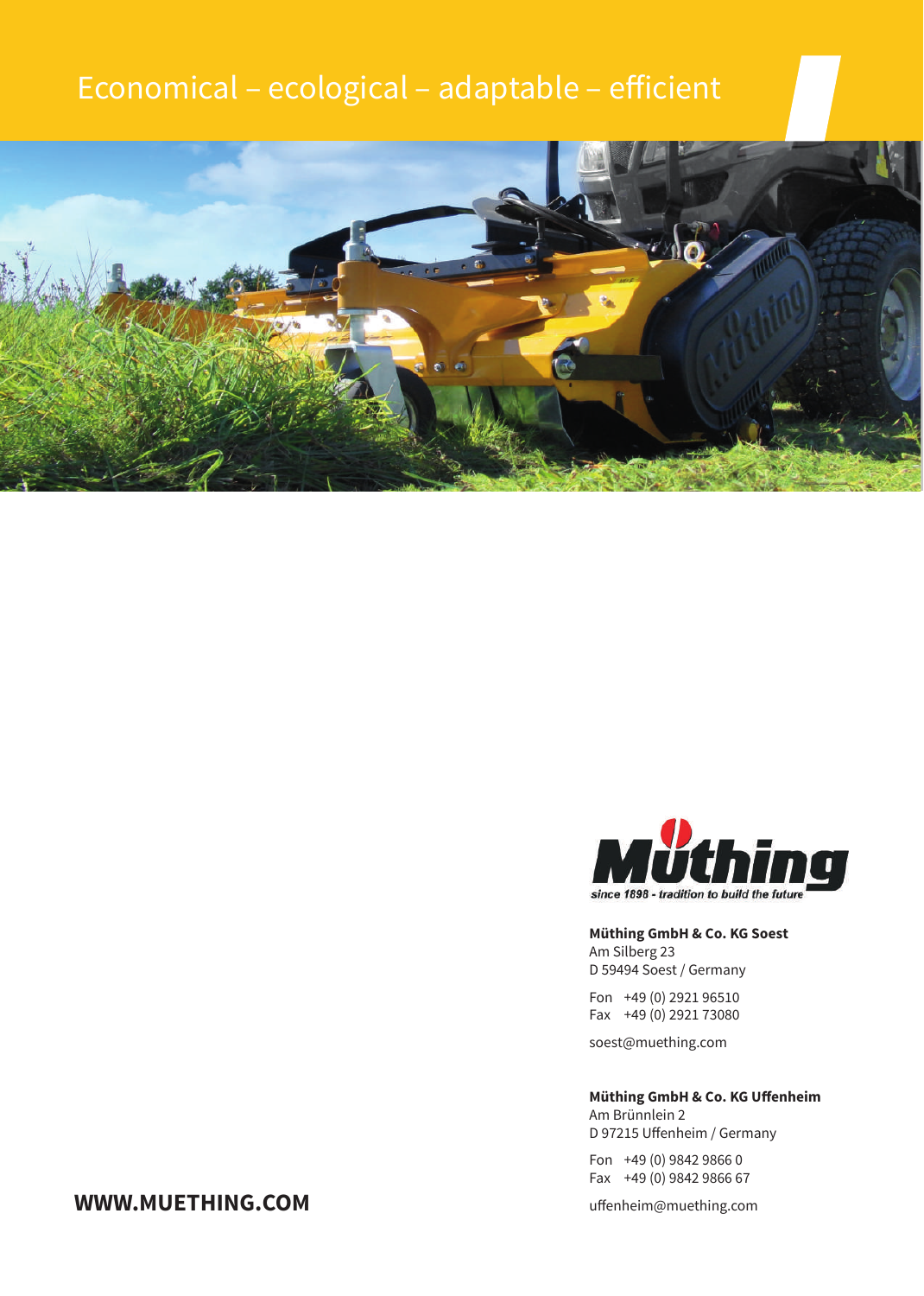# Economical – ecological – adaptable – efficient

since 1898 - tradition to build the future

**Müthing GmbH & Co. KG Soest**
Am Silberg 23
D 59494 Soest / Germany

Fon +49 (0) 2921 96510
Fax +49 (0) 2921 73080

soest@muething.com

**Müthing GmbH & Co. KG Uffenheim**
Am Brünnlein 2
D 97215 Uffenheim / Germany

Fon +49 (0) 9842 9866 0
Fax +49 (0) 9842 9866 67

uffenheim@muething.com

**WWW.MUETHING.COM**